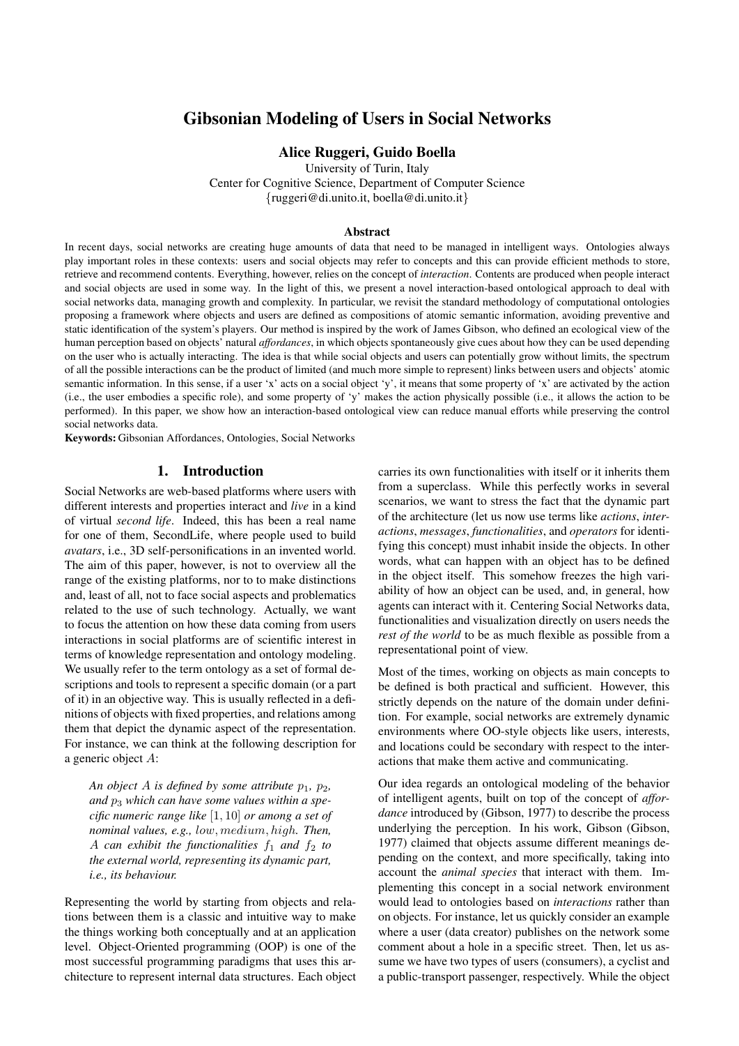# Gibsonian Modeling of Users in Social Networks

**Alice Ruggeri, Guido Boella**

University of Turin, Italy
Center for Cognitive Science, Department of Computer Science
{ruggeri@di.unito.it, boella@di.unito.it}

### Abstract

In recent days, social networks are creating huge amounts of data that need to be managed in intelligent ways. Ontologies always play important roles in these contexts: users and social objects may refer to concepts and this can provide efficient methods to store, retrieve and recommend contents. Everything, however, relies on the concept of *interaction*. Contents are produced when people interact and social objects are used in some way. In the light of this, we present a novel interaction-based ontological approach to deal with social networks data, managing growth and complexity. In particular, we revisit the standard methodology of computational ontologies proposing a framework where objects and users are defined as compositions of atomic semantic information, avoiding preventive and static identification of the system's players. Our method is inspired by the work of James Gibson, who defined an ecological view of the human perception based on objects' natural *affordances*, in which objects spontaneously give cues about how they can be used depending on the user who is actually interacting. The idea is that while social objects and users can potentially grow without limits, the spectrum of all the possible interactions can be the product of limited (and much more simple to represent) links between users and objects' atomic semantic information. In this sense, if a user 'x' acts on a social object 'y', it means that some property of 'x' are activated by the action (i.e., the user embodies a specific role), and some property of 'y' makes the action physically possible (i.e., it allows the action to be performed). In this paper, we show how an interaction-based ontological view can reduce manual efforts while preserving the control social networks data.

**Keywords:** Gibsonian Affordances, Ontologies, Social Networks

## 1. Introduction

Social Networks are web-based platforms where users with different interests and properties interact and *live* in a kind of virtual *second life*. Indeed, this has been a real name for one of them, SecondLife, where people used to build *avatars*, i.e., 3D self-personifications in an invented world. The aim of this paper, however, is not to overview all the range of the existing platforms, nor to to make distinctions and, least of all, not to face social aspects and problematics related to the use of such technology. Actually, we want to focus the attention on how these data coming from users interactions in social platforms are of scientific interest in terms of knowledge representation and ontology modeling. We usually refer to the term ontology as a set of formal descriptions and tools to represent a specific domain (or a part of it) in an objective way. This is usually reflected in a definitions of objects with fixed properties, and relations among them that depict the dynamic aspect of the representation. For instance, we can think at the following description for a generic object $A$:

> *An object $A$ is defined by some attribute $p_1$, $p_2$, and $p_3$ which can have some values within a specific numeric range like $[1, 10]$ or among a set of nominal values, e.g., $low, medium, high$. Then, $A$ can exhibit the functionalities $f_1$ and $f_2$ to the external world, representing its dynamic part, i.e., its behaviour.*

Representing the world by starting from objects and relations between them is a classic and intuitive way to make the things working both conceptually and at an application level. Object-Oriented programming (OOP) is one of the most successful programming paradigms that uses this architecture to represent internal data structures. Each object carries its own functionalities with itself or it inherits them from a superclass. While this perfectly works in several scenarios, we want to stress the fact that the dynamic part of the architecture (let us now use terms like *actions*, *interactions*, *messages*, *functionalities*, and *operators* for identifying this concept) must inhabit inside the objects. In other words, what can happen with an object has to be defined in the object itself. This somehow freezes the high variability of how an object can be used, and, in general, how agents can interact with it. Centering Social Networks data, functionalities and visualization directly on users needs the *rest of the world* to be as much flexible as possible from a representational point of view.

Most of the times, working on objects as main concepts to be defined is both practical and sufficient. However, this strictly depends on the nature of the domain under definition. For example, social networks are extremely dynamic environments where OO-style objects like users, interests, and locations could be secondary with respect to the interactions that make them active and communicating.

Our idea regards an ontological modeling of the behavior of intelligent agents, built on top of the concept of *affordance* introduced by (Gibson, 1977) to describe the process underlying the perception. In his work, Gibson (Gibson, 1977) claimed that objects assume different meanings depending on the context, and more specifically, taking into account the *animal species* that interact with them. Implementing this concept in a social network environment would lead to ontologies based on *interactions* rather than on objects. For instance, let us quickly consider an example where a user (data creator) publishes on the network some comment about a hole in a specific street. Then, let us assume we have two types of users (consumers), a cyclist and a public-transport passenger, respectively. While the object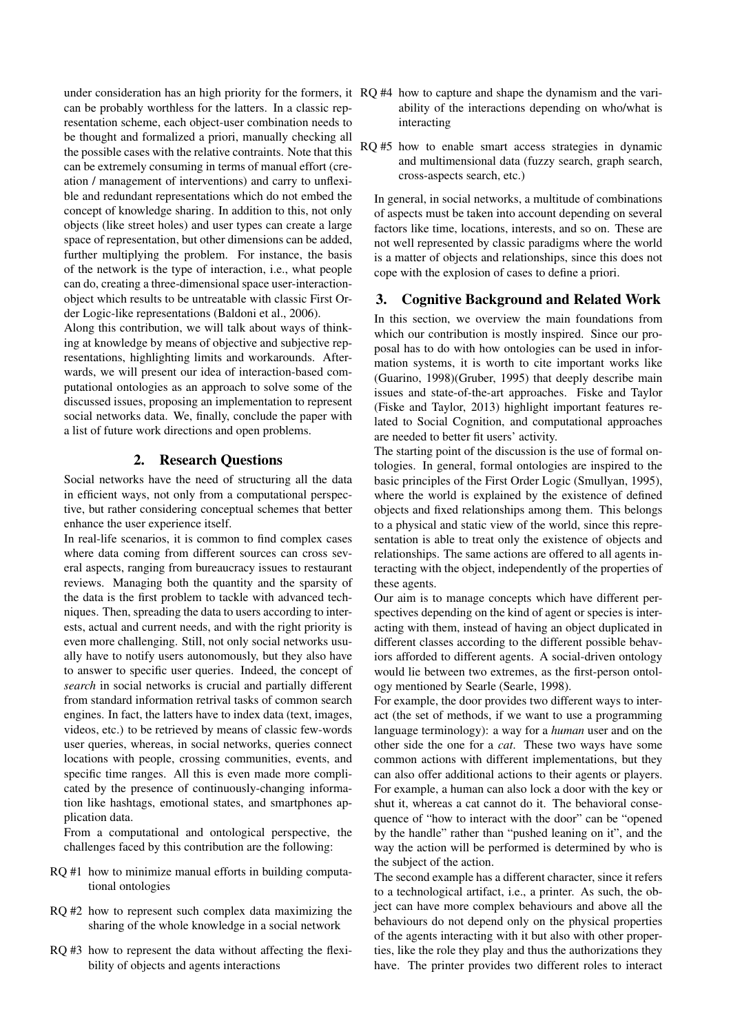under consideration has an high priority for the formers, it can be probably worthless for the latters. In a classic representation scheme, each object-user combination needs to be thought and formalized a priori, manually checking all the possible cases with the relative contraints. Note that this can be extremely consuming in terms of manual effort (creation / management of interventions) and carry to unflexible and redundant representations which do not embed the concept of knowledge sharing. In addition to this, not only objects (like street holes) and user types can create a large space of representation, but other dimensions can be added, further multiplying the problem. For instance, the basis of the network is the type of interaction, i.e., what people can do, creating a three-dimensional space user-interaction-object which results to be untreatable with classic First Order Logic-like representations (Baldoni et al., 2006).

Along this contribution, we will talk about ways of thinking at knowledge by means of objective and subjective representations, highlighting limits and workarounds. Afterwards, we will present our idea of interaction-based computational ontologies as an approach to solve some of the discussed issues, proposing an implementation to represent social networks data. We, finally, conclude the paper with a list of future work directions and open problems.

## 2. Research Questions

Social networks have the need of structuring all the data in efficient ways, not only from a computational perspective, but rather considering conceptual schemes that better enhance the user experience itself.

In real-life scenarios, it is common to find complex cases where data coming from different sources can cross several aspects, ranging from bureaucracy issues to restaurant reviews. Managing both the quantity and the sparsity of the data is the first problem to tackle with advanced techniques. Then, spreading the data to users according to interests, actual and current needs, and with the right priority is even more challenging. Still, not only social networks usually have to notify users autonomously, but they also have to answer to specific user queries. Indeed, the concept of *search* in social networks is crucial and partially different from standard information retrieval tasks of common search engines. In fact, the latters have to index data (text, images, videos, etc.) to be retrieved by means of classic few-words user queries, whereas, in social networks, queries connect locations with people, crossing communities, events, and specific time ranges. All this is even made more complicated by the presence of continuously-changing information like hashtags, emotional states, and smartphones application data.

From a computational and ontological perspective, the challenges faced by this contribution are the following:

- RQ #1 how to minimize manual efforts in building computational ontologies
- RQ #2 how to represent such complex data maximizing the sharing of the whole knowledge in a social network
- RQ #3 how to represent the data without affecting the flexibility of objects and agents interactions
- RQ #4 how to capture and shape the dynamism and the variability of the interactions depending on who/what is interacting
- RQ #5 how to enable smart access strategies in dynamic and multimensional data (fuzzy search, graph search, cross-aspects search, etc.)

In general, in social networks, a multitude of combinations of aspects must be taken into account depending on several factors like time, locations, interests, and so on. These are not well represented by classic paradigms where the world is a matter of objects and relationships, since this does not cope with the explosion of cases to define a priori.

## 3. Cognitive Background and Related Work

In this section, we overview the main foundations from which our contribution is mostly inspired. Since our proposal has to do with how ontologies can be used in information systems, it is worth to cite important works like (Guarino, 1998)(Gruber, 1995) that deeply describe main issues and state-of-the-art approaches. Fiske and Taylor (Fiske and Taylor, 2013) highlight important features related to Social Cognition, and computational approaches are needed to better fit users' activity.

The starting point of the discussion is the use of formal ontologies. In general, formal ontologies are inspired to the basic principles of the First Order Logic (Smullyan, 1995), where the world is explained by the existence of defined objects and fixed relationships among them. This belongs to a physical and static view of the world, since this representation is able to treat only the existence of objects and relationships. The same actions are offered to all agents interacting with the object, independently of the properties of these agents.

Our aim is to manage concepts which have different perspectives depending on the kind of agent or species is interacting with them, instead of having an object duplicated in different classes according to the different possible behaviors afforded to different agents. A social-driven ontology would lie between two extremes, as the first-person ontology mentioned by Searle (Searle, 1998).

For example, the door provides two different ways to interact (the set of methods, if we want to use a programming language terminology): a way for a *human* user and on the other side the one for a *cat*. These two ways have some common actions with different implementations, but they can also offer additional actions to their agents or players. For example, a human can also lock a door with the key or shut it, whereas a cat cannot do it. The behavioral consequence of "how to interact with the door" can be "opened by the handle" rather than "pushed leaning on it", and the way the action will be performed is determined by who is the subject of the action.

The second example has a different character, since it refers to a technological artifact, i.e., a printer. As such, the object can have more complex behaviours and above all the behaviours do not depend only on the physical properties of the agents interacting with it but also with other properties, like the role they play and thus the authorizations they have. The printer provides two different roles to interact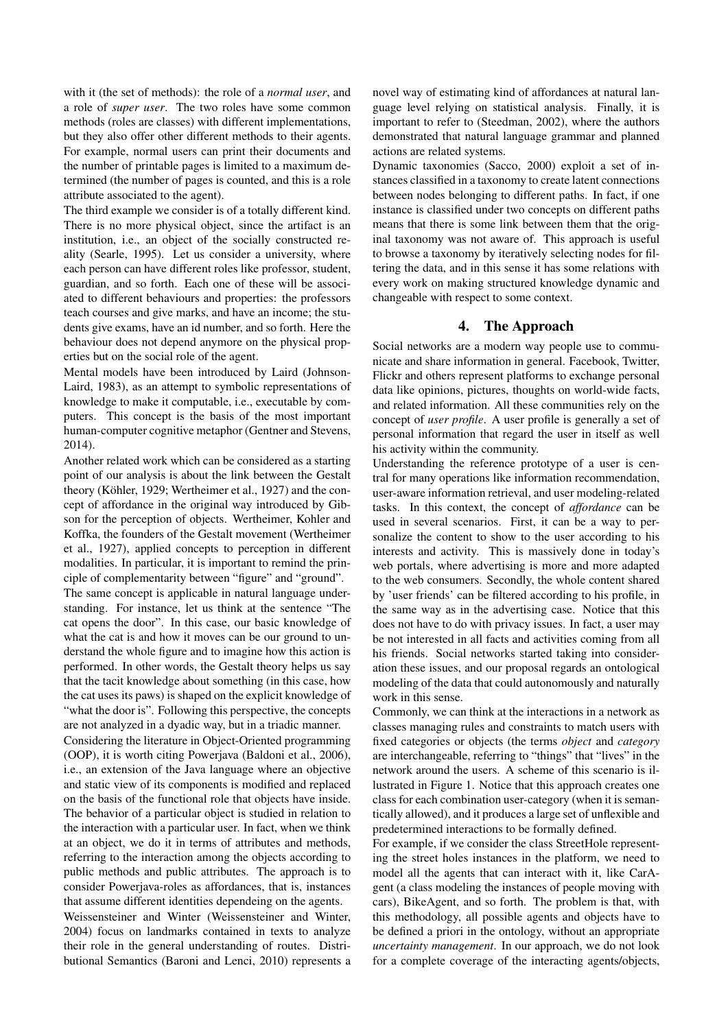with it (the set of methods): the role of a *normal user*, and a role of *super user*. The two roles have some common methods (roles are classes) with different implementations, but they also offer other different methods to their agents. For example, normal users can print their documents and the number of printable pages is limited to a maximum determined (the number of pages is counted, and this is a role attribute associated to the agent).

The third example we consider is of a totally different kind. There is no more physical object, since the artifact is an institution, i.e., an object of the socially constructed reality (Searle, 1995). Let us consider a university, where each person can have different roles like professor, student, guardian, and so forth. Each one of these will be associated to different behaviours and properties: the professors teach courses and give marks, and have an income; the students give exams, have an id number, and so forth. Here the behaviour does not depend anymore on the physical properties but on the social role of the agent.

Mental models have been introduced by Laird (Johnson-Laird, 1983), as an attempt to symbolic representations of knowledge to make it computable, i.e., executable by computers. This concept is the basis of the most important human-computer cognitive metaphor (Gentner and Stevens, 2014).

Another related work which can be considered as a starting point of our analysis is about the link between the Gestalt theory (Köhler, 1929; Wertheimer et al., 1927) and the concept of affordance in the original way introduced by Gibson for the perception of objects. Wertheimer, Kohler and Koffka, the founders of the Gestalt movement (Wertheimer et al., 1927), applied concepts to perception in different modalities. In particular, it is important to remind the principle of complementarity between "figure" and "ground".

The same concept is applicable in natural language understanding. For instance, let us think at the sentence "The cat opens the door". In this case, our basic knowledge of what the cat is and how it moves can be our ground to understand the whole figure and to imagine how this action is performed. In other words, the Gestalt theory helps us say that the tacit knowledge about something (in this case, how the cat uses its paws) is shaped on the explicit knowledge of "what the door is". Following this perspective, the concepts are not analyzed in a dyadic way, but in a triadic manner.

Considering the literature in Object-Oriented programming (OOP), it is worth citing Powerjava (Baldoni et al., 2006), i.e., an extension of the Java language where an objective and static view of its components is modified and replaced on the basis of the functional role that objects have inside. The behavior of a particular object is studied in relation to the interaction with a particular user. In fact, when we think at an object, we do it in terms of attributes and methods, referring to the interaction among the objects according to public methods and public attributes. The approach is to consider Powerjava-roles as affordances, that is, instances that assume different identities dependeing on the agents.

Weissensteiner and Winter (Weissensteiner and Winter, 2004) focus on landmarks contained in texts to analyze their role in the general understanding of routes. Distributional Semantics (Baroni and Lenci, 2010) represents a novel way of estimating kind of affordances at natural language level relying on statistical analysis. Finally, it is important to refer to (Steedman, 2002), where the authors demonstrated that natural language grammar and planned actions are related systems.

Dynamic taxonomies (Sacco, 2000) exploit a set of instances classified in a taxonomy to create latent connections between nodes belonging to different paths. In fact, if one instance is classified under two concepts on different paths means that there is some link between them that the original taxonomy was not aware of. This approach is useful to browse a taxonomy by iteratively selecting nodes for filtering the data, and in this sense it has some relations with every work on making structured knowledge dynamic and changeable with respect to some context.

## 4. The Approach

Social networks are a modern way people use to communicate and share information in general. Facebook, Twitter, Flickr and others represent platforms to exchange personal data like opinions, pictures, thoughts on world-wide facts, and related information. All these communities rely on the concept of *user profile*. A user profile is generally a set of personal information that regard the user in itself as well his activity within the community.

Understanding the reference prototype of a user is central for many operations like information recommendation, user-aware information retrieval, and user modeling-related tasks. In this context, the concept of *affordance* can be used in several scenarios. First, it can be a way to personalize the content to show to the user according to his interests and activity. This is massively done in today's web portals, where advertising is more and more adapted to the web consumers. Secondly, the whole content shared by 'user friends' can be filtered according to his profile, in the same way as in the advertising case. Notice that this does not have to do with privacy issues. In fact, a user may be not interested in all facts and activities coming from all his friends. Social networks started taking into consideration these issues, and our proposal regards an ontological modeling of the data that could autonomously and naturally work in this sense.

Commonly, we can think at the interactions in a network as classes managing rules and constraints to match users with fixed categories or objects (the terms *object* and *category* are interchangeable, referring to "things" that "lives" in the network around the users. A scheme of this scenario is illustrated in Figure 1. Notice that this approach creates one class for each combination user-category (when it is semantically allowed), and it produces a large set of unflexible and predetermined interactions to be formally defined.

For example, if we consider the class StreetHole representing the street holes instances in the platform, we need to model all the agents that can interact with it, like CarAgent (a class modeling the instances of people moving with cars), BikeAgent, and so forth. The problem is that, with this methodology, all possible agents and objects have to be defined a priori in the ontology, without an appropriate *uncertainty management*. In our approach, we do not look for a complete coverage of the interacting agents/objects,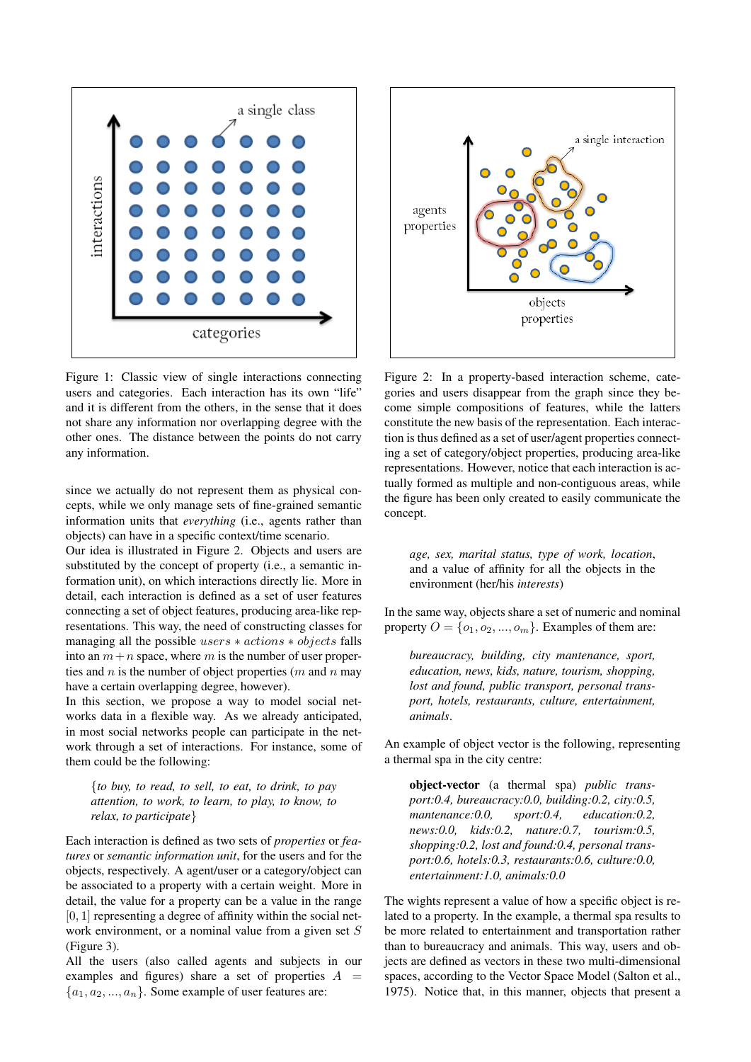a single class

interactions

categories

Figure 1: Classic view of single interactions connecting users and categories. Each interaction has its own "life" and it is different from the others, in the sense that it does not share any information nor overlapping degree with the other ones. The distance between the points do not carry any information.

a single interaction

agents properties

objects properties

Figure 2: In a property-based interaction scheme, categories and users disappear from the graph since they become simple compositions of features, while the latters constitute the new basis of the representation. Each interaction is thus defined as a set of user/agent properties connecting a set of category/object properties, producing area-like representations. However, notice that each interaction is actually formed as multiple and non-contiguous areas, while the figure has been only created to easily communicate the concept.

since we actually do not represent them as physical concepts, while we only manage sets of fine-grained semantic information units that *everything* (i.e., agents rather than objects) can have in a specific context/time scenario.

Our idea is illustrated in Figure 2. Objects and users are substituted by the concept of property (i.e., a semantic information unit), on which interactions directly lie. More in detail, each interaction is defined as a set of user features connecting a set of object features, producing area-like representations. This way, the need of constructing classes for managing all the possible $users * actions * objects$ falls into an $m + n$ space, where $m$ is the number of user properties and $n$ is the number of object properties ($m$ and $n$ may have a certain overlapping degree, however).

In this section, we propose a way to model social networks data in a flexible way. As we already anticipated, in most social networks people can participate in the network through a set of interactions. For instance, some of them could be the following:

> {*to buy, to read, to sell, to eat, to drink, to pay attention, to work, to learn, to play, to know, to relax, to participate*}

Each interaction is defined as two sets of *properties* or *features* or *semantic information unit*, for the users and for the objects, respectively. A agent/user or a category/object can be associated to a property with a certain weight. More in detail, the value for a property can be a value in the range $[0, 1]$ representing a degree of affinity within the social network environment, or a nominal value from a given set $S$ (Figure 3).

All the users (also called agents and subjects in our examples and figures) share a set of properties $A = \{a_1, a_2, ..., a_n\}$. Some example of user features are:

> *age, sex, marital status, type of work, location*, and a value of affinity for all the objects in the environment (her/his *interests*)

In the same way, objects share a set of numeric and nominal property $O = \{o_1, o_2, ..., o_m\}$. Examples of them are:

> *bureaucracy, building, city mantenance, sport, education, news, kids, nature, tourism, shopping, lost and found, public transport, personal transport, hotels, restaurants, culture, entertainment, animals*.

An example of object vector is the following, representing a thermal spa in the city centre:

> **object-vector** (a thermal spa) *public transport:0.4, bureaucracy:0.0, building:0.2, city:0.5, mantenance:0.0, sport:0.4, education:0.2, news:0.0, kids:0.2, nature:0.7, tourism:0.5, shopping:0.2, lost and found:0.4, personal transport:0.6, hotels:0.3, restaurants:0.6, culture:0.0, entertainment:1.0, animals:0.0*

The wights represent a value of how a specific object is related to a property. In the example, a thermal spa results to be more related to entertainment and transportation rather than to bureaucracy and animals. This way, users and objects are defined as vectors in these two multi-dimensional spaces, according to the Vector Space Model (Salton et al., 1975). Notice that, in this manner, objects that present a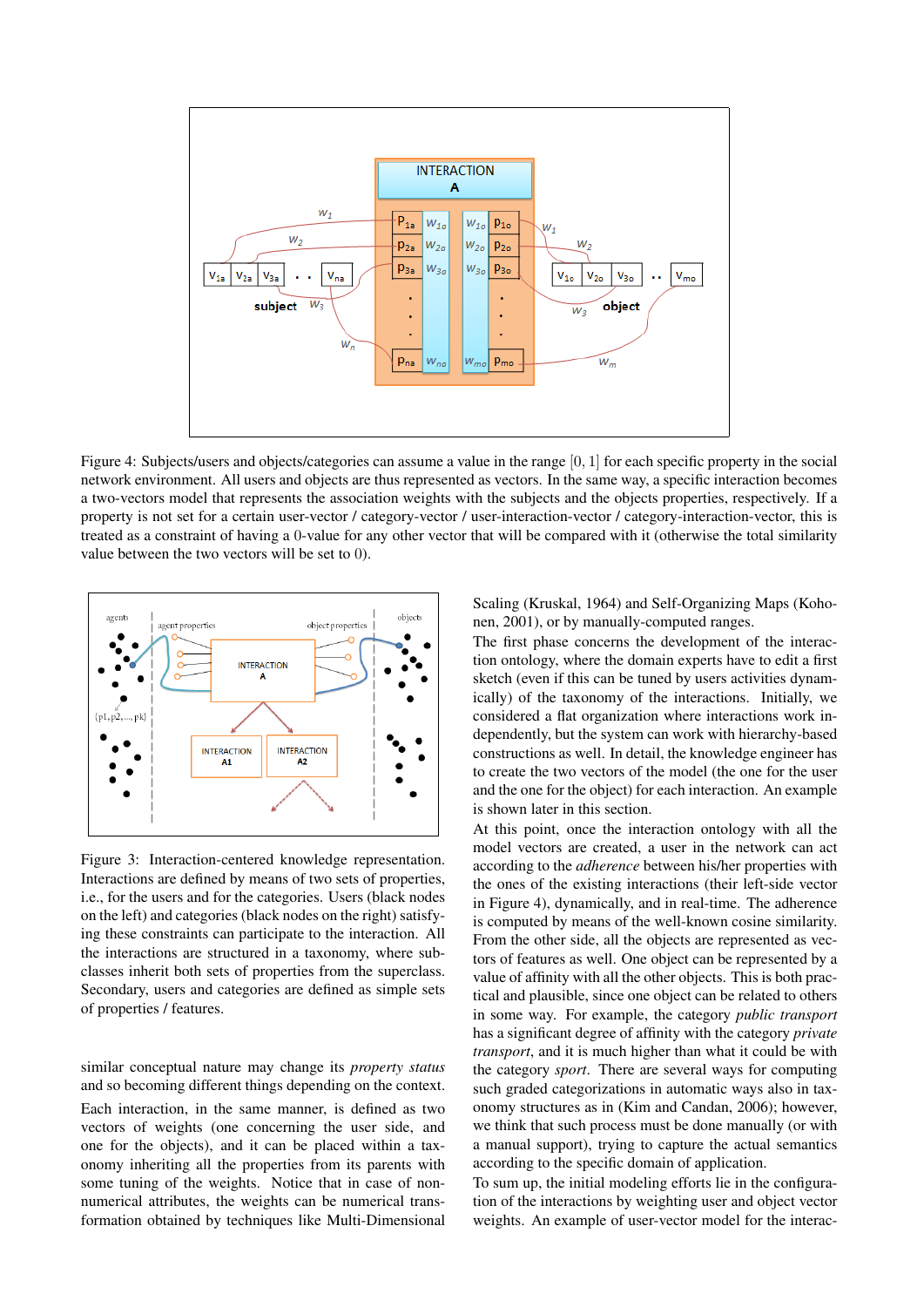Figure 4: Subjects/users and objects/categories can assume a value in the range $[0, 1]$ for each specific property in the social network environment. All users and objects are thus represented as vectors. In the same way, a specific interaction becomes a two-vectors model that represents the association weights with the subjects and the objects properties, respectively. If a property is not set for a certain user-vector / category-vector / user-interaction-vector / category-interaction-vector, this is treated as a constraint of having a 0-value for any other vector that will be compared with it (otherwise the total similarity value between the two vectors will be set to 0).

Figure 3: Interaction-centered knowledge representation. Interactions are defined by means of two sets of properties, i.e., for the users and for the categories. Users (black nodes on the left) and categories (black nodes on the right) satisfying these constraints can participate to the interaction. All the interactions are structured in a taxonomy, where subclasses inherit both sets of properties from the superclass. Secondary, users and categories are defined as simple sets of properties / features.

similar conceptual nature may change its *property status* and so becoming different things depending on the context.

Each interaction, in the same manner, is defined as two vectors of weights (one concerning the user side, and one for the objects), and it can be placed within a taxonomy inheriting all the properties from its parents with some tuning of the weights. Notice that in case of non-numerical attributes, the weights can be numerical transformation obtained by techniques like Multi-Dimensional Scaling (Kruskal, 1964) and Self-Organizing Maps (Kohonen, 2001), or by manually-computed ranges.

The first phase concerns the development of the interaction ontology, where the domain experts have to edit a first sketch (even if this can be tuned by users activities dynamically) of the taxonomy of the interactions. Initially, we considered a flat organization where interactions work independently, but the system can work with hierarchy-based constructions as well. In detail, the knowledge engineer has to create the two vectors of the model (the one for the user and the one for the object) for each interaction. An example is shown later in this section.

At this point, once the interaction ontology with all the model vectors are created, a user in the network can act according to the *adherence* between his/her properties with the ones of the existing interactions (their left-side vector in Figure 4), dynamically, and in real-time. The adherence is computed by means of the well-known cosine similarity. From the other side, all the objects are represented as vectors of features as well. One object can be represented by a value of affinity with all the other objects. This is both practical and plausible, since one object can be related to others in some way. For example, the category *public transport* has a significant degree of affinity with the category *private transport*, and it is much higher than what it could be with the category *sport*. There are several ways for computing such graded categorizations in automatic ways also in taxonomy structures as in (Kim and Candan, 2006); however, we think that such process must be done manually (or with a manual support), trying to capture the actual semantics according to the specific domain of application.

To sum up, the initial modeling efforts lie in the configuration of the interactions by weighting user and object weights. An example of user-vector model for the interac-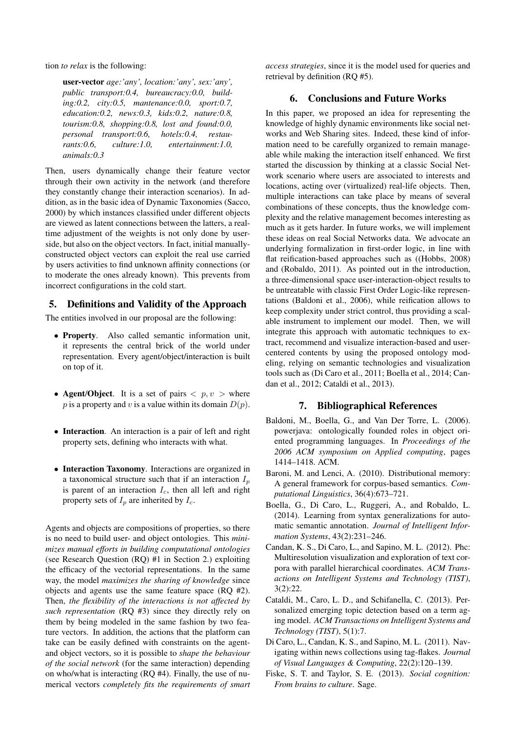tion *to relax* is the following:

> **user-vector** *age:'any', location:'any', sex:'any', public transport:0.4, bureaucracy:0.0, building:0.2, city:0.5, mantenance:0.0, sport:0.7, education:0.2, news:0.3, kids:0.2, nature:0.8, tourism:0.8, shopping:0.8, lost and found:0.0, personal transport:0.6, hotels:0.4, restaurants:0.6, culture:1.0, entertainment:1.0, animals:0.3*

Then, users dynamically change their feature vector through their own activity in the network (and therefore they constantly change their interaction scenarios). In addition, as in the basic idea of Dynamic Taxonomies (Sacco, 2000) by which instances classified under different objects are viewed as latent connections between the latters, a real-time adjustment of the weights is not only done by user-side, but also on the object vectors. In fact, initial manually-constructed object vectors can exploit the real use carried by users activities to find unknown affinity connections (or to moderate the ones already known). This prevents from incorrect configurations in the cold start.

## 5. Definitions and Validity of the Approach

The entities involved in our proposal are the following:

- **Property**. Also called semantic information unit, it represents the central brick of the world under representation. Every agent/object/interaction is built on top of it.
- **Agent/Object**. It is a set of pairs $< p, v >$ where $p$ is a property and $v$ is a value within its domain $D(p)$.
- **Interaction**. An interaction is a pair of left and right property sets, defining who interacts with what.
- **Interaction Taxonomy**. Interactions are organized in a taxonomical structure such that if an interaction $I_p$ is parent of an interaction $I_c$, then all left and right property sets of $I_p$ are inherited by $I_c$.

Agents and objects are compositions of properties, so there is no need to build user- and object ontologies. This *minimizes manual efforts in building computational ontologies* (see Research Question (RQ) #1 in Section 2.) exploiting the efficacy of the vectorial representations. In the same way, the model *maximizes the sharing of knowledge* since objects and agents use the same feature space (RQ #2). Then, *the flexibility of the interactions is not affected by such representation* (RQ #3) since they directly rely on them by being modeled in the same fashion by two feature vectors. In addition, the actions that the platform can take can be easily defined with constraints on the agent- and object vectors, so it is possible to *shape the behaviour of the social network* (for the same interaction) depending on who/what is interacting (RQ #4). Finally, the use of numerical vectors *completely fits the requirements of smart access strategies*, since it is the model used for queries and retrieval by definition (RQ #5).

## 6. Conclusions and Future Works

In this paper, we proposed an idea for representing the knowledge of highly dynamic environments like social networks and Web Sharing sites. Indeed, these kind of information need to be carefully organized to remain manageable while making the interaction itself enhanced. We first started the discussion by thinking at a classic Social Network scenario where users are associated to interests and locations, acting over (virtualized) real-life objects. Then, multiple interactions can take place by means of several combinations of these concepts, thus the knowledge complexity and the relative management becomes interesting as much as it gets harder. In future works, we will implement these ideas on real Social Networks data. We advocate an underlying formalization in first-order logic, in line with flat reification-based approaches such as ((Hobbs, 2008) and (Robaldo, 2011). As pointed out in the introduction, a three-dimensional space user-interaction-object results to be untreatable with classic First Order Logic-like representations (Baldoni et al., 2006), while reification allows to keep complexity under strict control, thus providing a scalable instrument to implement our model. Then, we will integrate this approach with automatic techniques to extract, recommend and visualize interaction-based and user-centered contents by using the proposed ontology modeling, relying on semantic technologies and visualization tools such as (Di Caro et al., 2011; Boella et al., 2014; Candan et al., 2012; Cataldi et al., 2013).

## 7. Bibliographical References

Baldoni, M., Boella, G., and Van Der Torre, L. (2006). powerjava: ontologically founded roles in object oriented programming languages. In *Proceedings of the 2006 ACM symposium on Applied computing*, pages 1414–1418. ACM.

Baroni, M. and Lenci, A. (2010). Distributional memory: A general framework for corpus-based semantics. *Computational Linguistics*, 36(4):673–721.

Boella, G., Di Caro, L., Ruggeri, A., and Robaldo, L. (2014). Learning from syntax generalizations for automatic semantic annotation. *Journal of Intelligent Information Systems*, 43(2):231–246.

Candan, K. S., Di Caro, L., and Sapino, M. L. (2012). Phc: Multiresolution visualization and exploration of text corpora with parallel hierarchical coordinates. *ACM Transactions on Intelligent Systems and Technology (TIST)*, 3(2):22.

Cataldi, M., Caro, L. D., and Schifanella, C. (2013). Personalized emerging topic detection based on a term aging model. *ACM Transactions on Intelligent Systems and Technology (TIST)*, 5(1):7.

Di Caro, L., Candan, K. S., and Sapino, M. L. (2011). Navigating within news collections using tag-flakes. *Journal of Visual Languages & Computing*, 22(2):120–139.

Fiske, S. T. and Taylor, S. E. (2013). *Social cognition: From brains to culture*. Sage.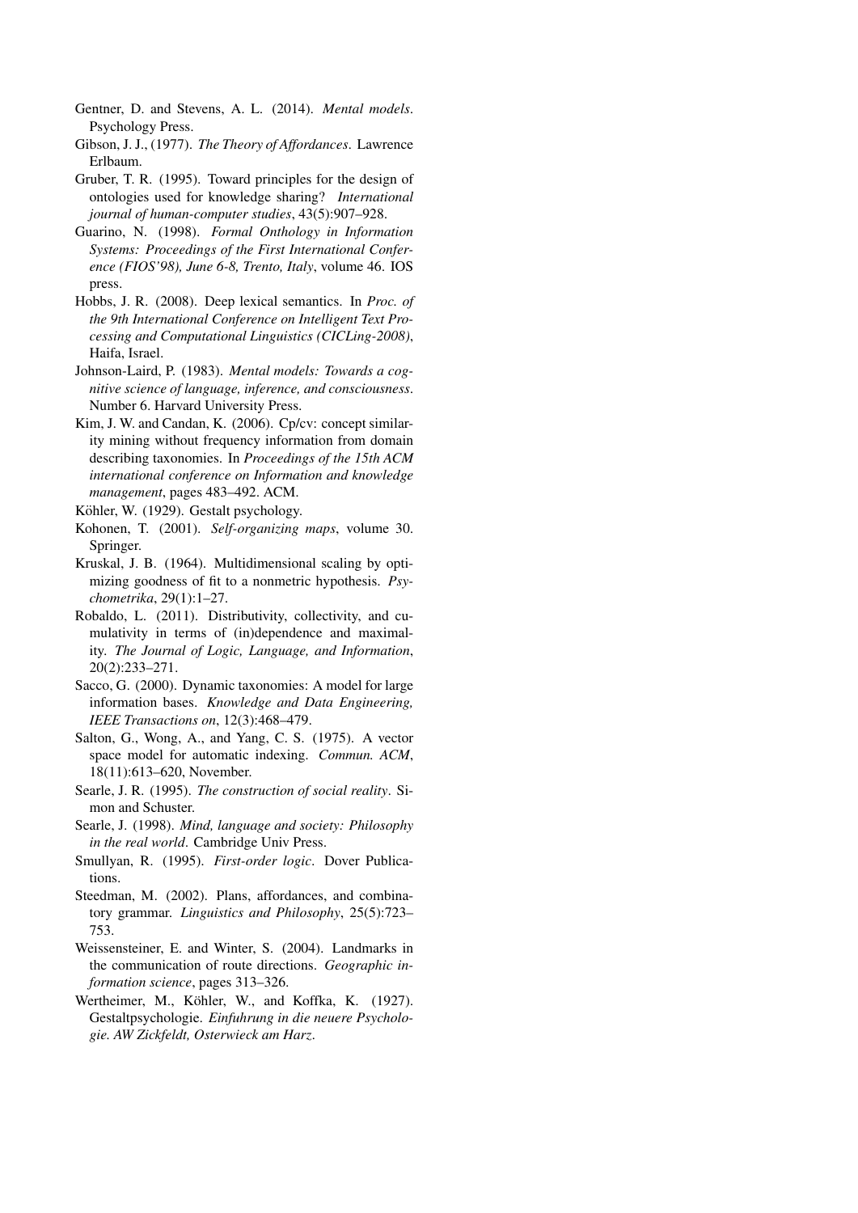Gentner, D. and Stevens, A. L. (2014). *Mental models*. Psychology Press.

Gibson, J. J., (1977). *The Theory of Affordances*. Lawrence Erlbaum.

Gruber, T. R. (1995). Toward principles for the design of ontologies used for knowledge sharing? *International journal of human-computer studies*, 43(5):907–928.

Guarino, N. (1998). *Formal Onthology in Information Systems: Proceedings of the First International Conference (FIOS'98), June 6-8, Trento, Italy*, volume 46. IOS press.

Hobbs, J. R. (2008). Deep lexical semantics. In *Proc. of the 9th International Conference on Intelligent Text Processing and Computational Linguistics (CICLing-2008)*, Haifa, Israel.

Johnson-Laird, P. (1983). *Mental models: Towards a cognitive science of language, inference, and consciousness*. Number 6. Harvard University Press.

Kim, J. W. and Candan, K. (2006). Cp/cv: concept similarity mining without frequency information from domain describing taxonomies. In *Proceedings of the 15th ACM international conference on Information and knowledge management*, pages 483–492. ACM.

Köhler, W. (1929). Gestalt psychology.

Kohonen, T. (2001). *Self-organizing maps*, volume 30. Springer.

Kruskal, J. B. (1964). Multidimensional scaling by optimizing goodness of fit to a nonmetric hypothesis. *Psychometrika*, 29(1):1–27.

Robaldo, L. (2011). Distributivity, collectivity, and cumulativity in terms of (in)dependence and maximality. *The Journal of Logic, Language, and Information*, 20(2):233–271.

Sacco, G. (2000). Dynamic taxonomies: A model for large information bases. *Knowledge and Data Engineering, IEEE Transactions on*, 12(3):468–479.

Salton, G., Wong, A., and Yang, C. S. (1975). A vector space model for automatic indexing. *Commun. ACM*, 18(11):613–620, November.

Searle, J. R. (1995). *The construction of social reality*. Simon and Schuster.

Searle, J. (1998). *Mind, language and society: Philosophy in the real world*. Cambridge Univ Press.

Smullyan, R. (1995). *First-order logic*. Dover Publications.

Steedman, M. (2002). Plans, affordances, and combinatory grammar. *Linguistics and Philosophy*, 25(5):723–753.

Weissensteiner, E. and Winter, S. (2004). Landmarks in the communication of route directions. *Geographic information science*, pages 313–326.

Wertheimer, M., Köhler, W., and Koffka, K. (1927). Gestaltpsychologie. *Einfuhrung in die neuere Psychologie. AW Zickfeldt, Osterwieck am Harz*.